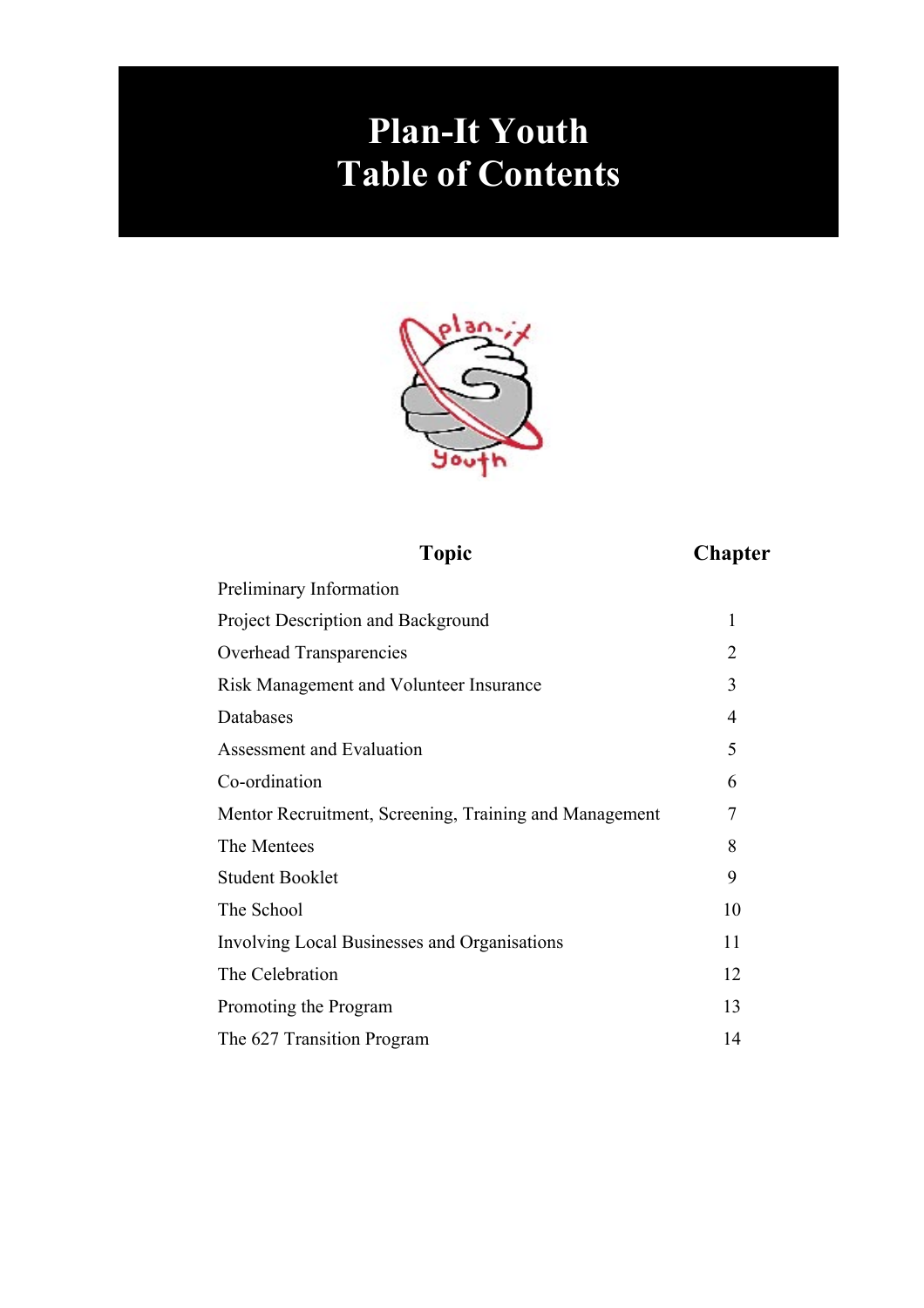# Plan-It Youth
# Table of Contents

| Topic | Chapter |
|---|---|
| Preliminary Information | |
| Project Description and Background | 1 |
| Overhead Transparencies | 2 |
| Risk Management and Volunteer Insurance | 3 |
| Databases | 4 |
| Assessment and Evaluation | 5 |
| Co-ordination | 6 |
| Mentor Recruitment, Screening, Training and Management | 7 |
| The Mentees | 8 |
| Student Booklet | 9 |
| The School | 10 |
| Involving Local Businesses and Organisations | 11 |
| The Celebration | 12 |
| Promoting the Program | 13 |
| The 627 Transition Program | 14 |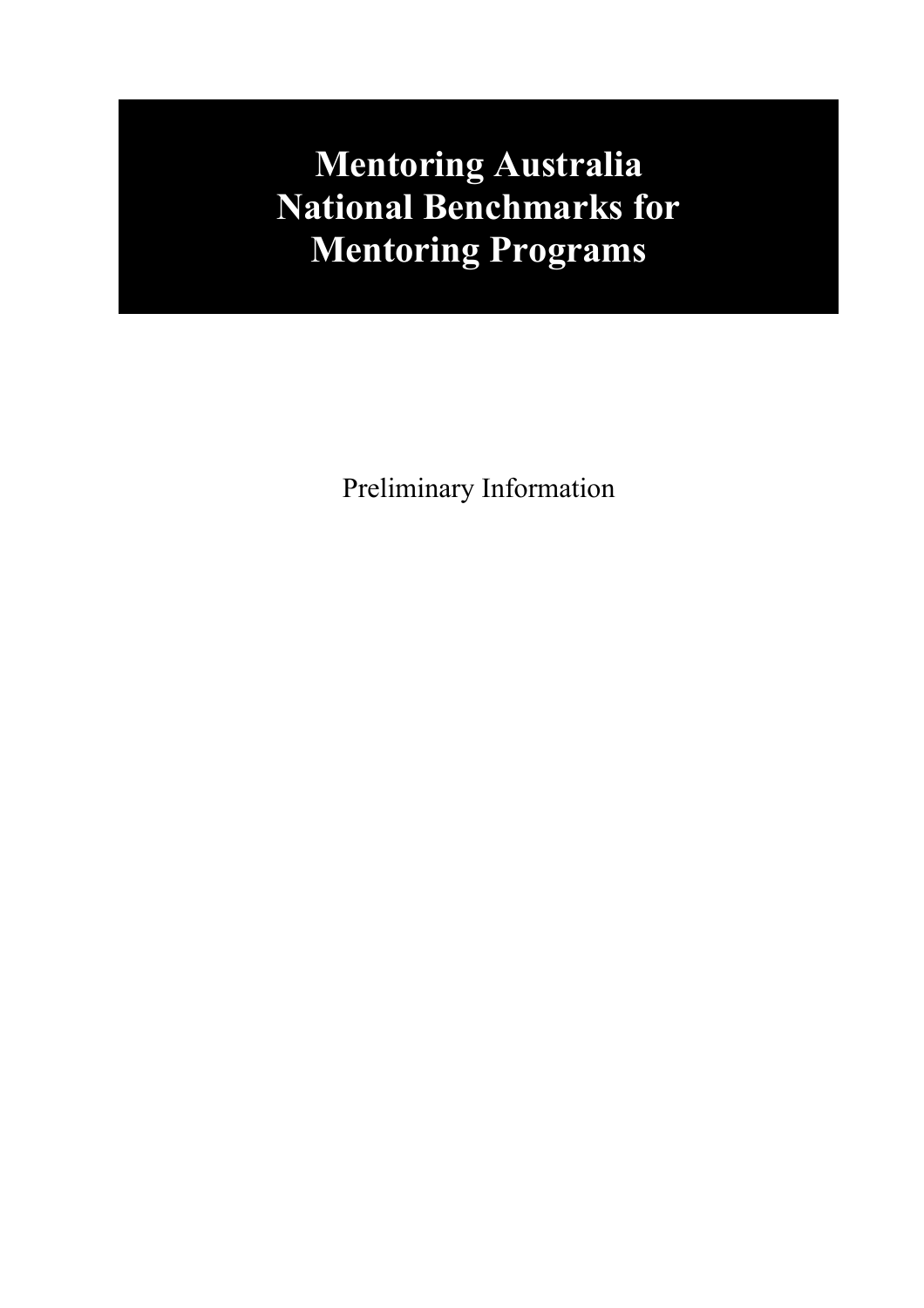# Mentoring Australia National Benchmarks for Mentoring Programs

Preliminary Information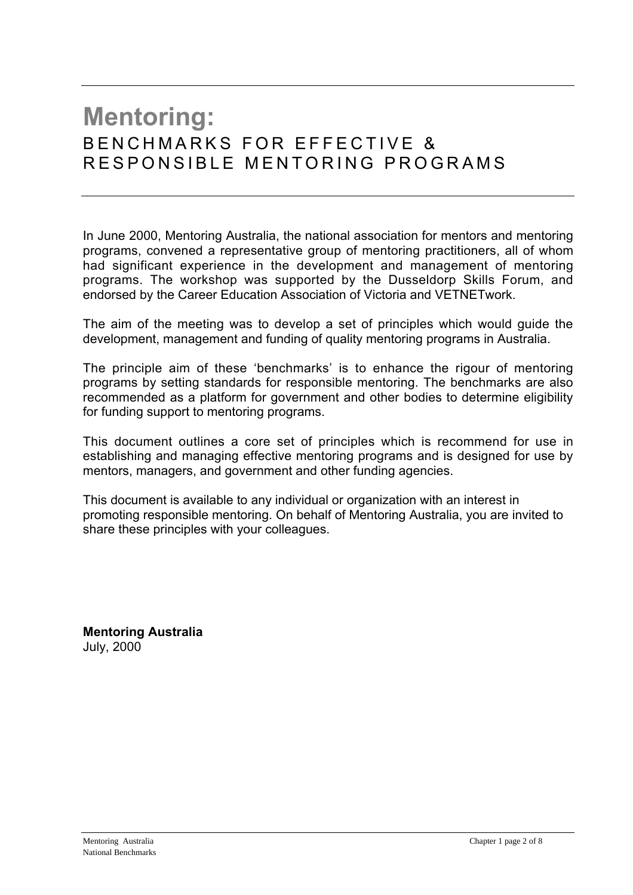# Mentoring:
## BENCHMARKS FOR EFFECTIVE & RESPONSIBLE MENTORING PROGRAMS

In June 2000, Mentoring Australia, the national association for mentors and mentoring programs, convened a representative group of mentoring practitioners, all of whom had significant experience in the development and management of mentoring programs. The workshop was supported by the Dusseldorp Skills Forum, and endorsed by the Career Education Association of Victoria and VETNETwork.

The aim of the meeting was to develop a set of principles which would guide the development, management and funding of quality mentoring programs in Australia.

The principle aim of these 'benchmarks' is to enhance the rigour of mentoring programs by setting standards for responsible mentoring. The benchmarks are also recommended as a platform for government and other bodies to determine eligibility for funding support to mentoring programs.

This document outlines a core set of principles which is recommend for use in establishing and managing effective mentoring programs and is designed for use by mentors, managers, and government and other funding agencies.

This document is available to any individual or organization with an interest in promoting responsible mentoring. On behalf of Mentoring Australia, you are invited to share these principles with your colleagues.

**Mentoring Australia**
July, 2000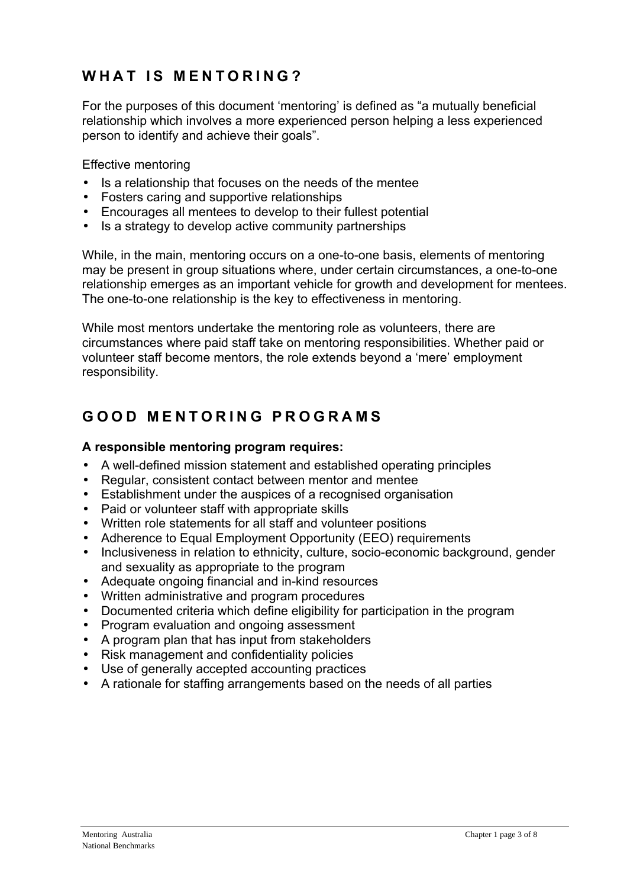## WHAT IS MENTORING?

For the purposes of this document 'mentoring' is defined as "a mutually beneficial relationship which involves a more experienced person helping a less experienced person to identify and achieve their goals".

Effective mentoring

- Is a relationship that focuses on the needs of the mentee
- Fosters caring and supportive relationships
- Encourages all mentees to develop to their fullest potential
- Is a strategy to develop active community partnerships

While, in the main, mentoring occurs on a one-to-one basis, elements of mentoring may be present in group situations where, under certain circumstances, a one-to-one relationship emerges as an important vehicle for growth and development for mentees. The one-to-one relationship is the key to effectiveness in mentoring.

While most mentors undertake the mentoring role as volunteers, there are circumstances where paid staff take on mentoring responsibilities. Whether paid or volunteer staff become mentors, the role extends beyond a 'mere' employment responsibility.

## GOOD MENTORING PROGRAMS

**A responsible mentoring program requires:**

- A well-defined mission statement and established operating principles
- Regular, consistent contact between mentor and mentee
- Establishment under the auspices of a recognised organisation
- Paid or volunteer staff with appropriate skills
- Written role statements for all staff and volunteer positions
- Adherence to Equal Employment Opportunity (EEO) requirements
- Inclusiveness in relation to ethnicity, culture, socio-economic background, gender and sexuality as appropriate to the program
- Adequate ongoing financial and in-kind resources
- Written administrative and program procedures
- Documented criteria which define eligibility for participation in the program
- Program evaluation and ongoing assessment
- A program plan that has input from stakeholders
- Risk management and confidentiality policies
- Use of generally accepted accounting practices
- A rationale for staffing arrangements based on the needs of all parties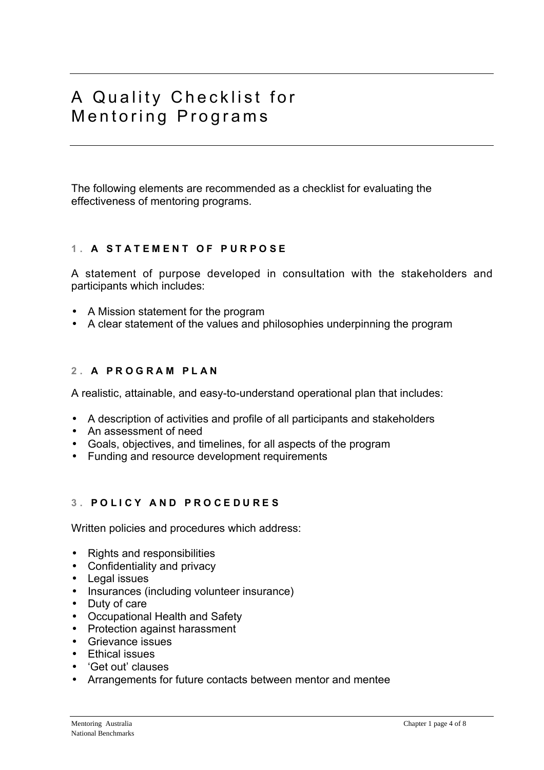# A Quality Checklist for Mentoring Programs

The following elements are recommended as a checklist for evaluating the effectiveness of mentoring programs.

### 1. A STATEMENT OF PURPOSE

A statement of purpose developed in consultation with the stakeholders and participants which includes:

- A Mission statement for the program
- A clear statement of the values and philosophies underpinning the program

### 2. A PROGRAM PLAN

A realistic, attainable, and easy-to-understand operational plan that includes:

- A description of activities and profile of all participants and stakeholders
- An assessment of need
- Goals, objectives, and timelines, for all aspects of the program
- Funding and resource development requirements

### 3. POLICY AND PROCEDURES

Written policies and procedures which address:

- Rights and responsibilities
- Confidentiality and privacy
- Legal issues
- Insurances (including volunteer insurance)
- Duty of care
- Occupational Health and Safety
- Protection against harassment
- Grievance issues
- Ethical issues
- 'Get out' clauses
- Arrangements for future contacts between mentor and mentee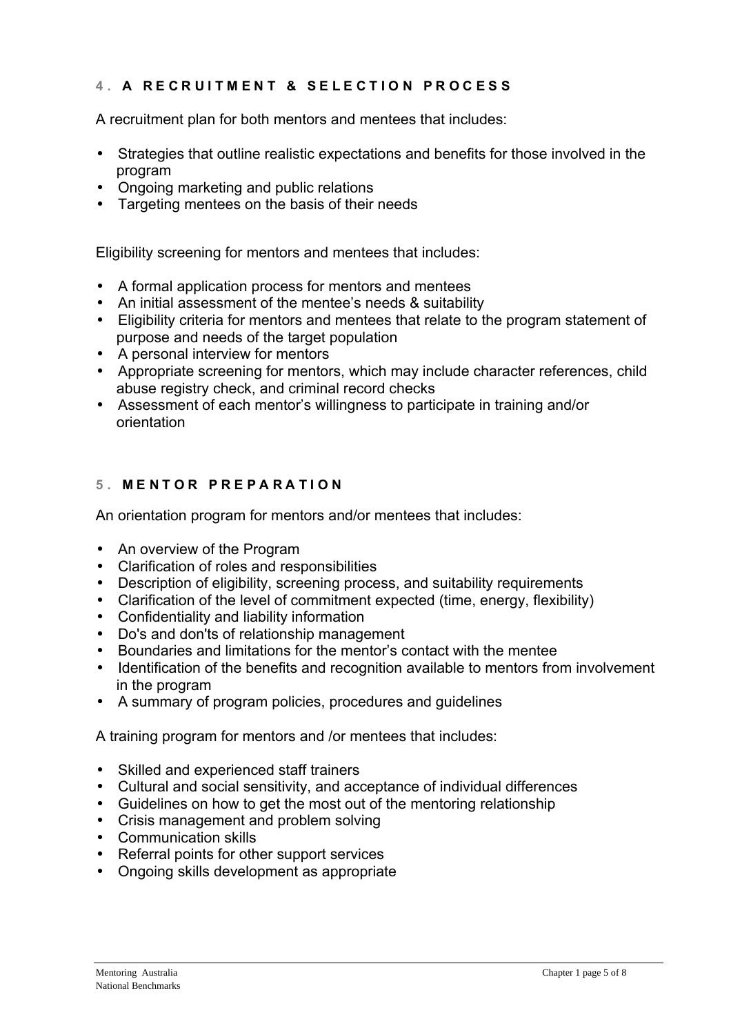### 4. A RECRUITMENT & SELECTION PROCESS

A recruitment plan for both mentors and mentees that includes:

- Strategies that outline realistic expectations and benefits for those involved in the program
- Ongoing marketing and public relations
- Targeting mentees on the basis of their needs

Eligibility screening for mentors and mentees that includes:

- A formal application process for mentors and mentees
- An initial assessment of the mentee's needs & suitability
- Eligibility criteria for mentors and mentees that relate to the program statement of purpose and needs of the target population
- A personal interview for mentors
- Appropriate screening for mentors, which may include character references, child abuse registry check, and criminal record checks
- Assessment of each mentor's willingness to participate in training and/or orientation

### 5. MENTOR PREPARATION

An orientation program for mentors and/or mentees that includes:

- An overview of the Program
- Clarification of roles and responsibilities
- Description of eligibility, screening process, and suitability requirements
- Clarification of the level of commitment expected (time, energy, flexibility)
- Confidentiality and liability information
- Do's and don'ts of relationship management
- Boundaries and limitations for the mentor's contact with the mentee
- Identification of the benefits and recognition available to mentors from involvement in the program
- A summary of program policies, procedures and guidelines

A training program for mentors and /or mentees that includes:

- Skilled and experienced staff trainers
- Cultural and social sensitivity, and acceptance of individual differences
- Guidelines on how to get the most out of the mentoring relationship
- Crisis management and problem solving
- Communication skills
- Referral points for other support services
- Ongoing skills development as appropriate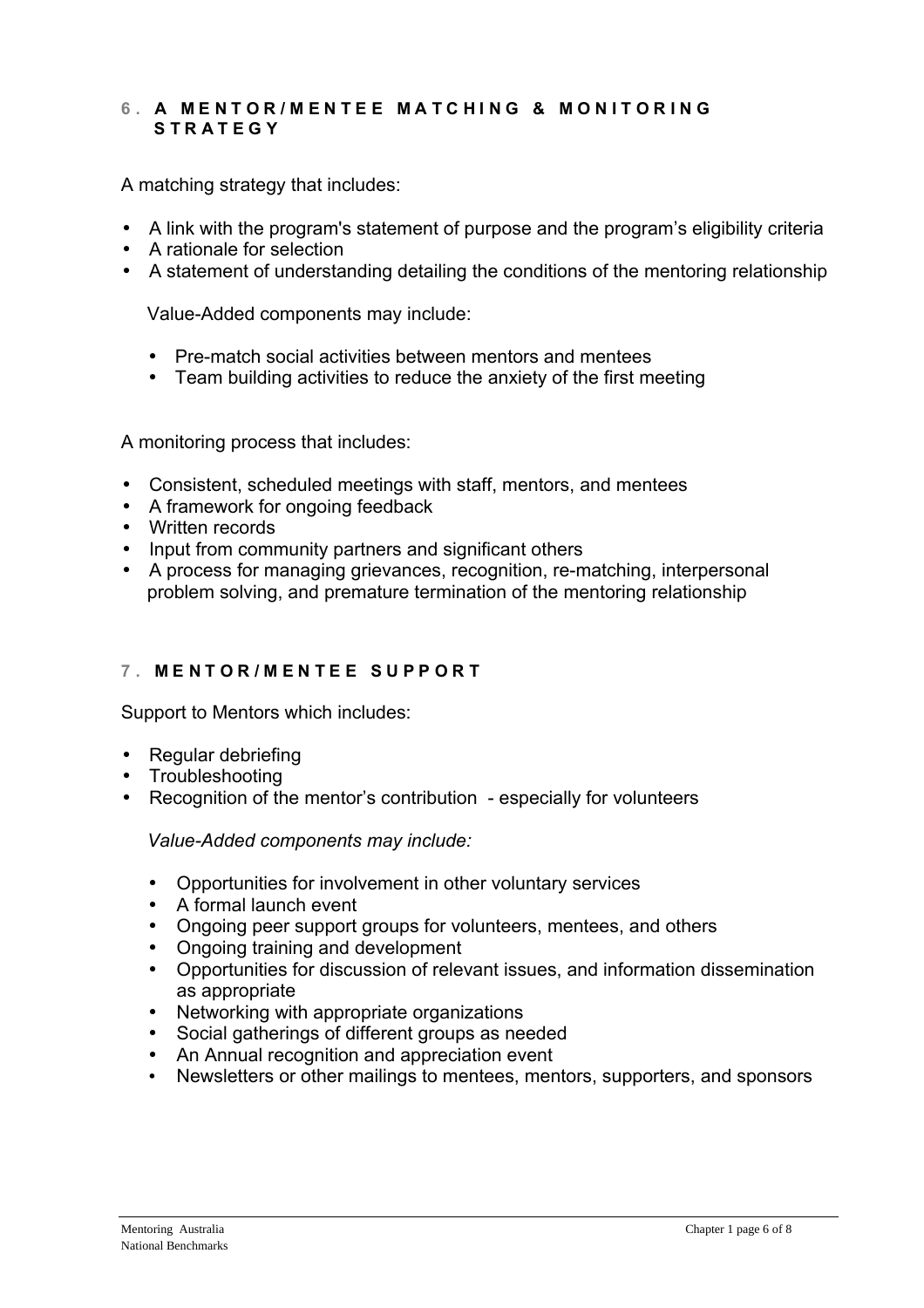## 6. A MENTOR/MENTEE MATCHING & MONITORING STRATEGY

A matching strategy that includes:

- A link with the program's statement of purpose and the program's eligibility criteria
- A rationale for selection
- A statement of understanding detailing the conditions of the mentoring relationship

  Value-Added components may include:

  - Pre-match social activities between mentors and mentees
  - Team building activities to reduce the anxiety of the first meeting

A monitoring process that includes:

- Consistent, scheduled meetings with staff, mentors, and mentees
- A framework for ongoing feedback
- Written records
- Input from community partners and significant others
- A process for managing grievances, recognition, re-matching, interpersonal problem solving, and premature termination of the mentoring relationship

## 7. MENTOR/MENTEE SUPPORT

Support to Mentors which includes:

- Regular debriefing
- Troubleshooting
- Recognition of the mentor's contribution - especially for volunteers

  *Value-Added components may include:*

  - Opportunities for involvement in other voluntary services
  - A formal launch event
  - Ongoing peer support groups for volunteers, mentees, and others
  - Ongoing training and development
  - Opportunities for discussion of relevant issues, and information dissemination as appropriate
  - Networking with appropriate organizations
  - Social gatherings of different groups as needed
  - An Annual recognition and appreciation event
  - Newsletters or other mailings to mentees, mentors, supporters, and sponsors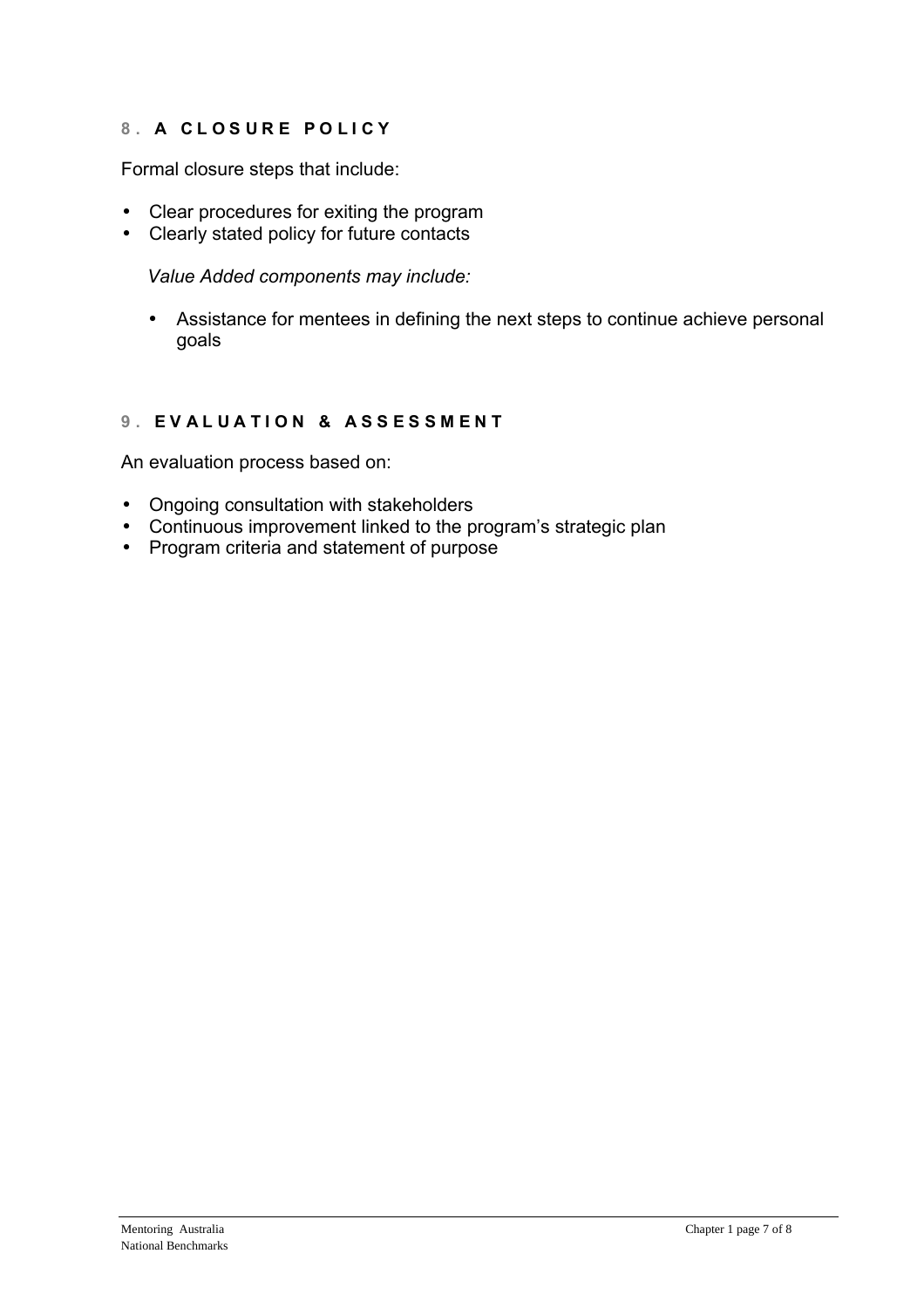### 8. A CLOSURE POLICY

Formal closure steps that include:

- Clear procedures for exiting the program
- Clearly stated policy for future contacts

  *Value Added components may include:*

  - Assistance for mentees in defining the next steps to continue achieve personal goals

### 9. EVALUATION & ASSESSMENT

An evaluation process based on:

- Ongoing consultation with stakeholders
- Continuous improvement linked to the program's strategic plan
- Program criteria and statement of purpose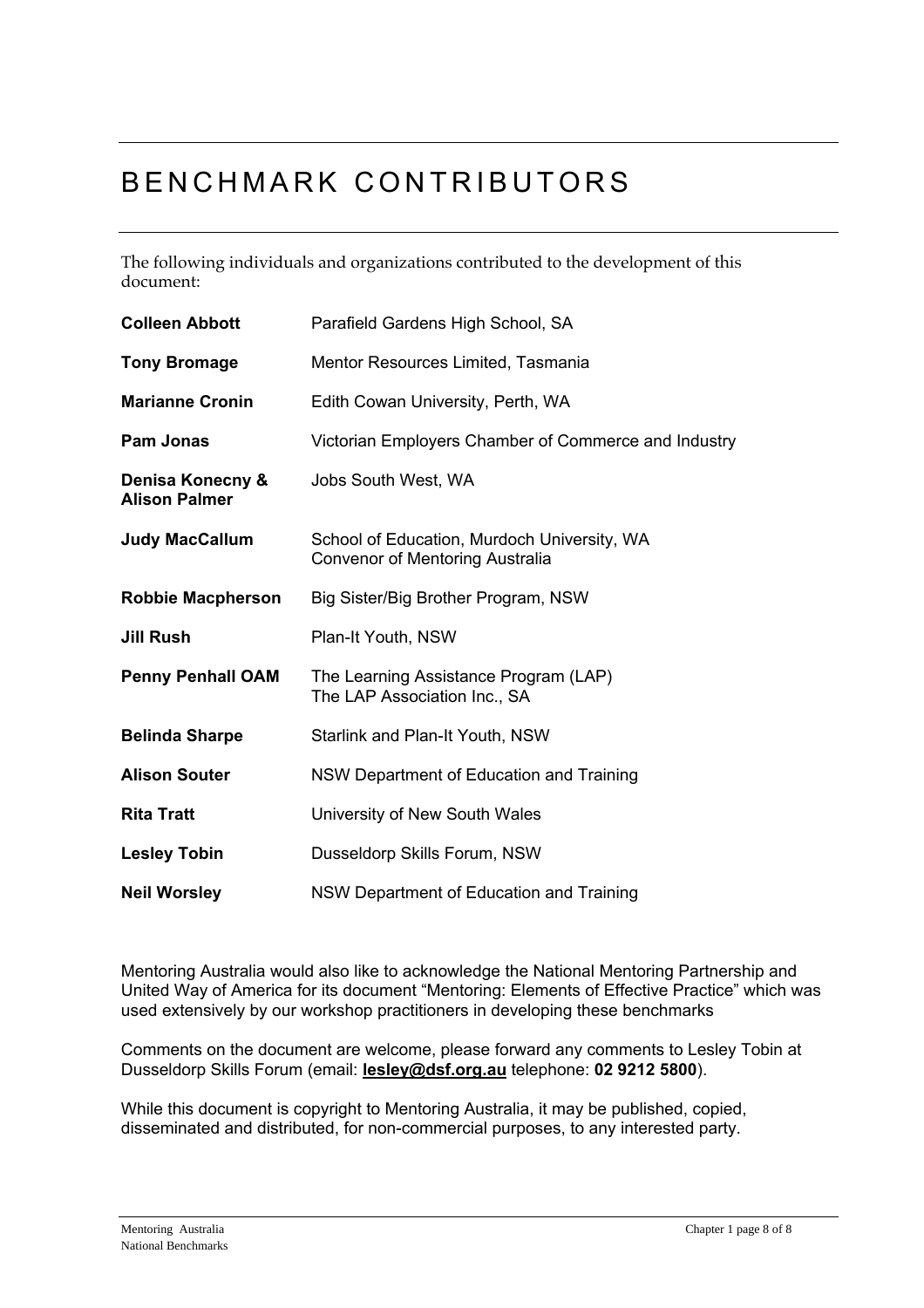# BENCHMARK CONTRIBUTORS

The following individuals and organizations contributed to the development of this document:

| | |
|---|---|
| **Colleen Abbott** | Parafield Gardens High School, SA |
| **Tony Bromage** | Mentor Resources Limited, Tasmania |
| **Marianne Cronin** | Edith Cowan University, Perth, WA |
| **Pam Jonas** | Victorian Employers Chamber of Commerce and Industry |
| **Denisa Konecny & Alison Palmer** | Jobs South West, WA |
| **Judy MacCallum** | School of Education, Murdoch University, WA<br>Convenor of Mentoring Australia |
| **Robbie Macpherson** | Big Sister/Big Brother Program, NSW |
| **Jill Rush** | Plan-It Youth, NSW |
| **Penny Penhall OAM** | The Learning Assistance Program (LAP)<br>The LAP Association Inc., SA |
| **Belinda Sharpe** | Starlink and Plan-It Youth, NSW |
| **Alison Souter** | NSW Department of Education and Training |
| **Rita Tratt** | University of New South Wales |
| **Lesley Tobin** | Dusseldorp Skills Forum, NSW |
| **Neil Worsley** | NSW Department of Education and Training |

Mentoring Australia would also like to acknowledge the National Mentoring Partnership and United Way of America for its document "Mentoring: Elements of Effective Practice" which was used extensively by our workshop practitioners in developing these benchmarks

Comments on the document are welcome, please forward any comments to Lesley Tobin at Dusseldorp Skills Forum (email: **lesley@dsf.org.au** telephone: **02 9212 5800**).

While this document is copyright to Mentoring Australia, it may be published, copied, disseminated and distributed, for non-commercial purposes, to any interested party.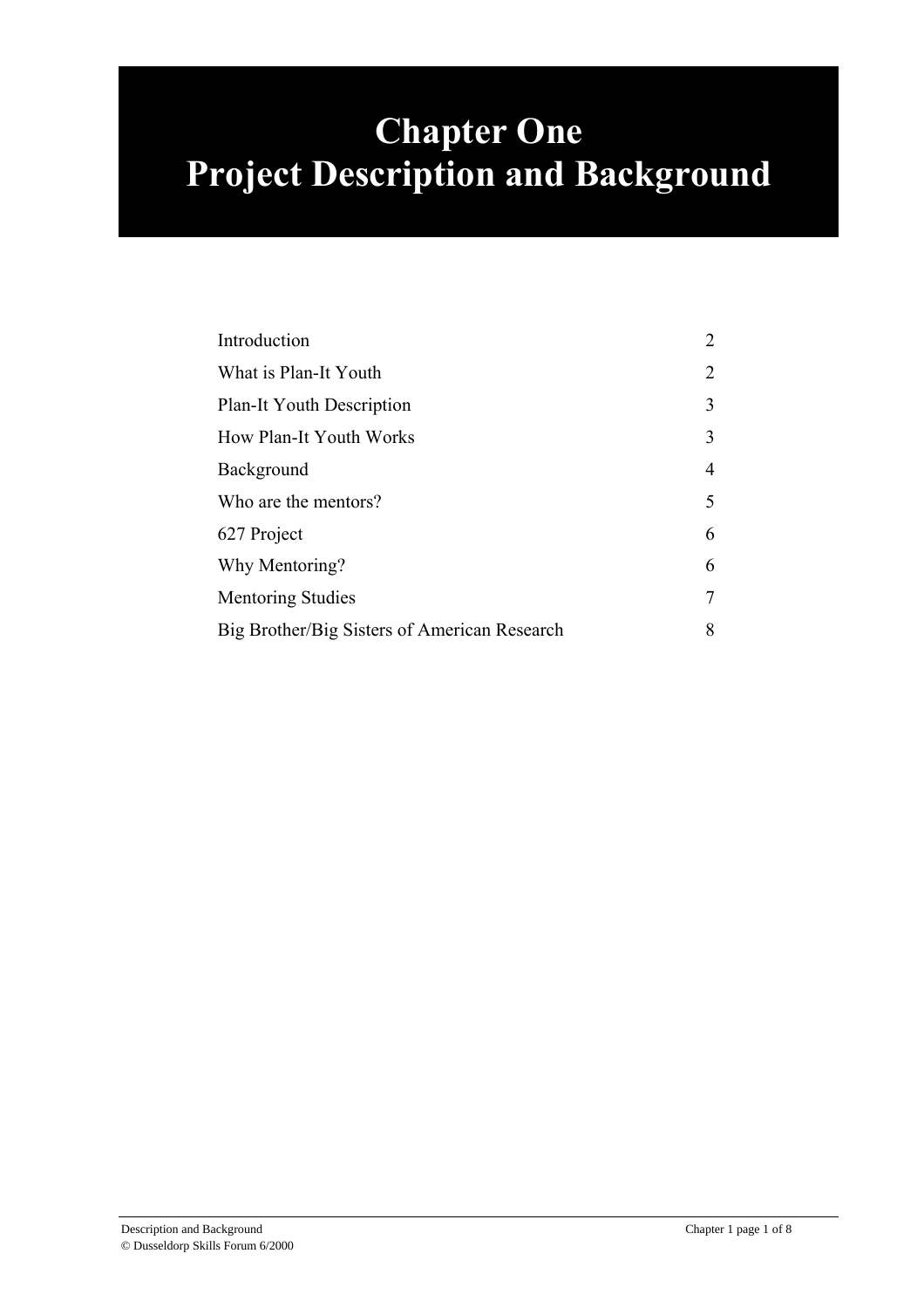# Chapter One
# Project Description and Background

| | |
|---|---|
| Introduction | 2 |
| What is Plan-It Youth | 2 |
| Plan-It Youth Description | 3 |
| How Plan-It Youth Works | 3 |
| Background | 4 |
| Who are the mentors? | 5 |
| 627 Project | 6 |
| Why Mentoring? | 6 |
| Mentoring Studies | 7 |
| Big Brother/Big Sisters of American Research | 8 |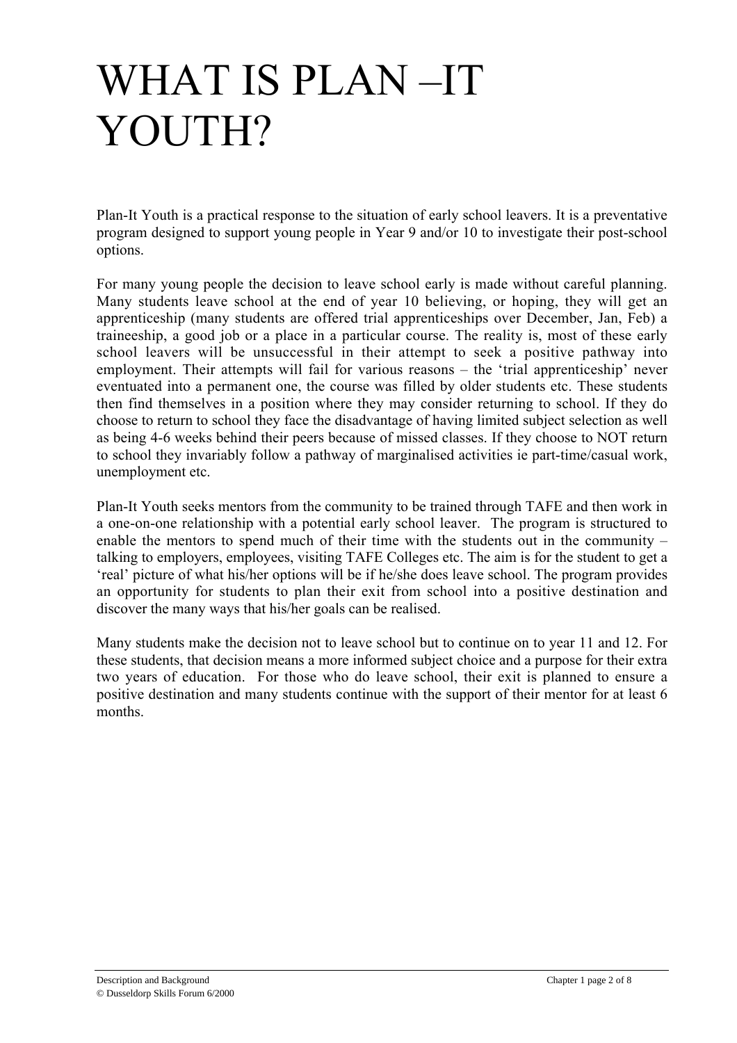# WHAT IS PLAN –IT YOUTH?

Plan-It Youth is a practical response to the situation of early school leavers. It is a preventative program designed to support young people in Year 9 and/or 10 to investigate their post-school options.

For many young people the decision to leave school early is made without careful planning. Many students leave school at the end of year 10 believing, or hoping, they will get an apprenticeship (many students are offered trial apprenticeships over December, Jan, Feb) a traineeship, a good job or a place in a particular course. The reality is, most of these early school leavers will be unsuccessful in their attempt to seek a positive pathway into employment. Their attempts will fail for various reasons – the 'trial apprenticeship' never eventuated into a permanent one, the course was filled by older students etc. These students then find themselves in a position where they may consider returning to school. If they do choose to return to school they face the disadvantage of having limited subject selection as well as being 4-6 weeks behind their peers because of missed classes. If they choose to NOT return to school they invariably follow a pathway of marginalised activities ie part-time/casual work, unemployment etc.

Plan-It Youth seeks mentors from the community to be trained through TAFE and then work in a one-on-one relationship with a potential early school leaver. The program is structured to enable the mentors to spend much of their time with the students out in the community – talking to employers, employees, visiting TAFE Colleges etc. The aim is for the student to get a 'real' picture of what his/her options will be if he/she does leave school. The program provides an opportunity for students to plan their exit from school into a positive destination and discover the many ways that his/her goals can be realised.

Many students make the decision not to leave school but to continue on to year 11 and 12. For these students, that decision means a more informed subject choice and a purpose for their extra two years of education. For those who do leave school, their exit is planned to ensure a positive destination and many students continue with the support of their mentor for at least 6 months.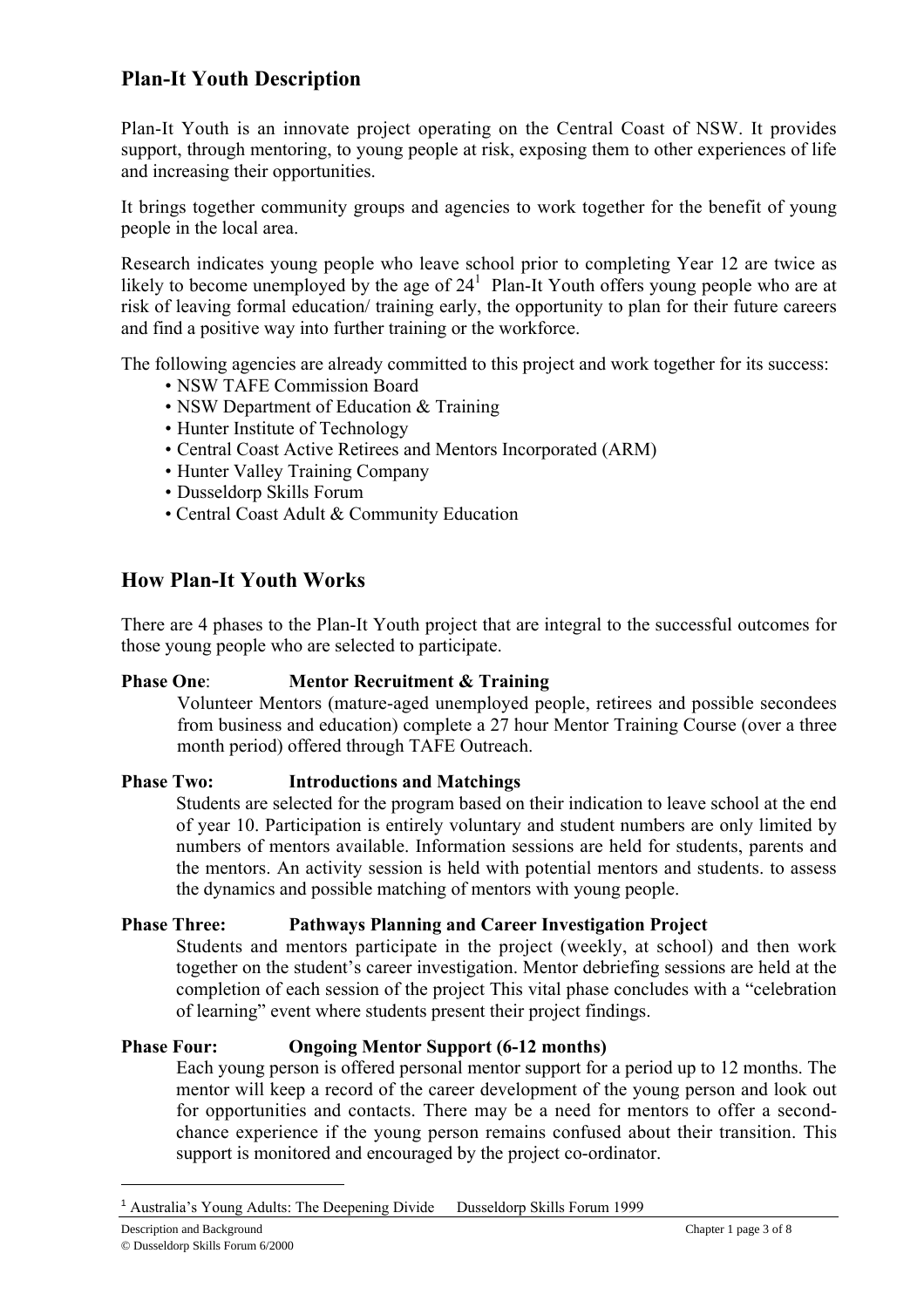## Plan-It Youth Description

Plan-It Youth is an innovate project operating on the Central Coast of NSW. It provides support, through mentoring, to young people at risk, exposing them to other experiences of life and increasing their opportunities.

It brings together community groups and agencies to work together for the benefit of young people in the local area.

Research indicates young people who leave school prior to completing Year 12 are twice as likely to become unemployed by the age of 24[1] Plan-It Youth offers young people who are at risk of leaving formal education/ training early, the opportunity to plan for their future careers and find a positive way into further training or the workforce.

The following agencies are already committed to this project and work together for its success:

- NSW TAFE Commission Board
- NSW Department of Education & Training
- Hunter Institute of Technology
- Central Coast Active Retirees and Mentors Incorporated (ARM)
- Hunter Valley Training Company
- Dusseldorp Skills Forum
- Central Coast Adult & Community Education

## How Plan-It Youth Works

There are 4 phases to the Plan-It Youth project that are integral to the successful outcomes for those young people who are selected to participate.

**Phase One**: **Mentor Recruitment & Training**

Volunteer Mentors (mature-aged unemployed people, retirees and possible secondees from business and education) complete a 27 hour Mentor Training Course (over a three month period) offered through TAFE Outreach.

**Phase Two: Introductions and Matchings**

Students are selected for the program based on their indication to leave school at the end of year 10. Participation is entirely voluntary and student numbers are only limited by numbers of mentors available. Information sessions are held for students, parents and the mentors. An activity session is held with potential mentors and students. to assess the dynamics and possible matching of mentors with young people.

**Phase Three: Pathways Planning and Career Investigation Project**

Students and mentors participate in the project (weekly, at school) and then work together on the student's career investigation. Mentor debriefing sessions are held at the completion of each session of the project This vital phase concludes with a "celebration of learning" event where students present their project findings.

**Phase Four: Ongoing Mentor Support (6-12 months)**

Each young person is offered personal mentor support for a period up to 12 months. The mentor will keep a record of the career development of the young person and look out for opportunities and contacts. There may be a need for mentors to offer a second-chance experience if the young person remains confused about their transition. This support is monitored and encouraged by the project co-ordinator.

---

[1] Australia's Young Adults: The Deepening Divide Dusseldorp Skills Forum 1999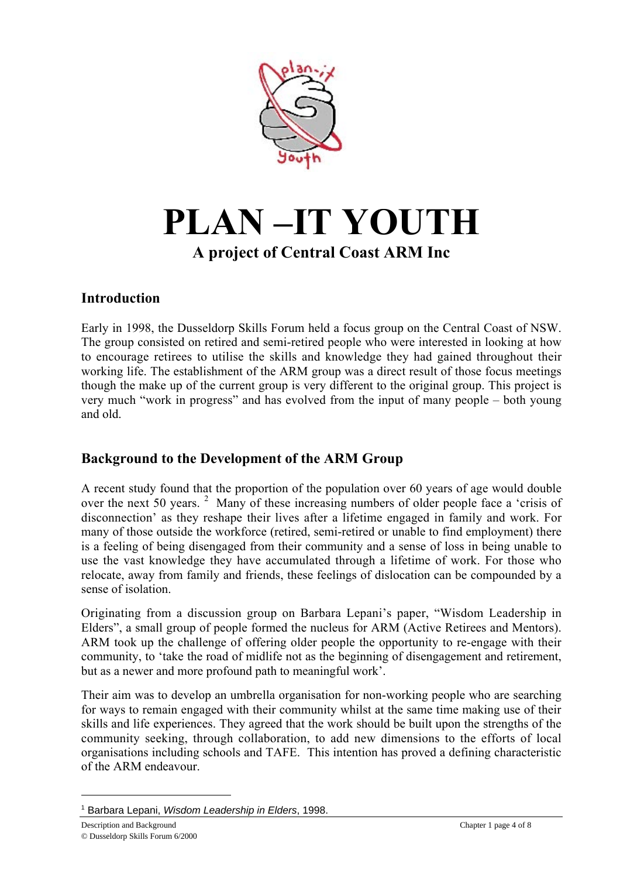# PLAN –IT YOUTH

**A project of Central Coast ARM Inc**

## Introduction

Early in 1998, the Dusseldorp Skills Forum held a focus group on the Central Coast of NSW. The group consisted on retired and semi-retired people who were interested in looking at how to encourage retirees to utilise the skills and knowledge they had gained throughout their working life. The establishment of the ARM group was a direct result of those focus meetings though the make up of the current group is very different to the original group. This project is very much "work in progress" and has evolved from the input of many people – both young and old.

## Background to the Development of the ARM Group

A recent study found that the proportion of the population over 60 years of age would double over the next 50 years. [2] Many of these increasing numbers of older people face a 'crisis of disconnection' as they reshape their lives after a lifetime engaged in family and work. For many of those outside the workforce (retired, semi-retired or unable to find employment) there is a feeling of being disengaged from their community and a sense of loss in being unable to use the vast knowledge they have accumulated through a lifetime of work. For those who relocate, away from family and friends, these feelings of dislocation can be compounded by a sense of isolation.

Originating from a discussion group on Barbara Lepani's paper, "Wisdom Leadership in Elders", a small group of people formed the nucleus for ARM (Active Retirees and Mentors). ARM took up the challenge of offering older people the opportunity to re-engage with their community, to 'take the road of midlife not as the beginning of disengagement and retirement, but as a newer and more profound path to meaningful work'.

Their aim was to develop an umbrella organisation for non-working people who are searching for ways to remain engaged with their community whilst at the same time making use of their skills and life experiences. They agreed that the work should be built upon the strengths of the community seeking, through collaboration, to add new dimensions to the efforts of local organisations including schools and TAFE. This intention has proved a defining characteristic of the ARM endeavour.

---

[1] Barbara Lepani, *Wisdom Leadership in Elders*, 1998.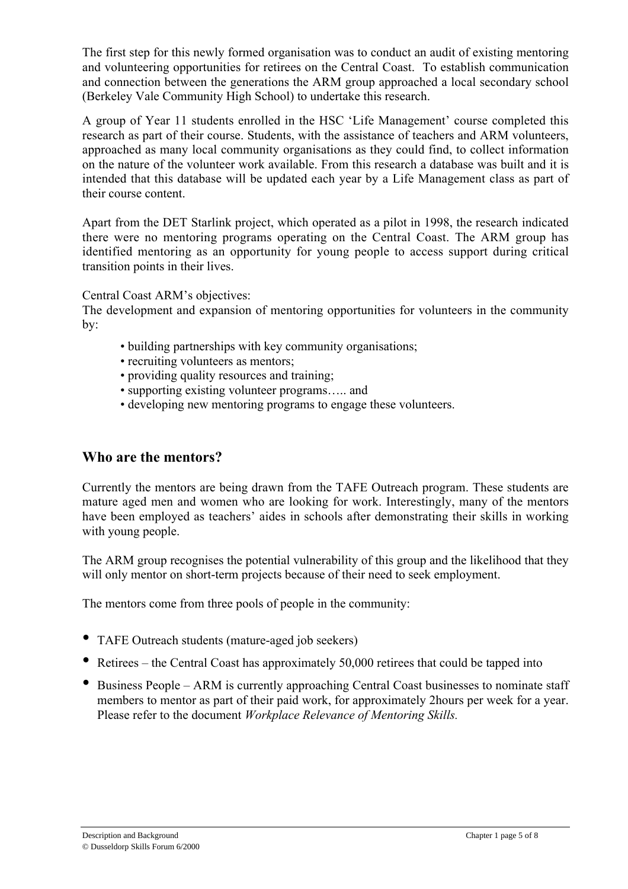The first step for this newly formed organisation was to conduct an audit of existing mentoring and volunteering opportunities for retirees on the Central Coast. To establish communication and connection between the generations the ARM group approached a local secondary school (Berkeley Vale Community High School) to undertake this research.

A group of Year 11 students enrolled in the HSC 'Life Management' course completed this research as part of their course. Students, with the assistance of teachers and ARM volunteers, approached as many local community organisations as they could find, to collect information on the nature of the volunteer work available. From this research a database was built and it is intended that this database will be updated each year by a Life Management class as part of their course content.

Apart from the DET Starlink project, which operated as a pilot in 1998, the research indicated there were no mentoring programs operating on the Central Coast. The ARM group has identified mentoring as an opportunity for young people to access support during critical transition points in their lives.

Central Coast ARM's objectives:
The development and expansion of mentoring opportunities for volunteers in the community by:

- building partnerships with key community organisations;
- recruiting volunteers as mentors;
- providing quality resources and training;
- supporting existing volunteer programs….. and
- developing new mentoring programs to engage these volunteers.

## Who are the mentors?

Currently the mentors are being drawn from the TAFE Outreach program. These students are mature aged men and women who are looking for work. Interestingly, many of the mentors have been employed as teachers' aides in schools after demonstrating their skills in working with young people.

The ARM group recognises the potential vulnerability of this group and the likelihood that they will only mentor on short-term projects because of their need to seek employment.

The mentors come from three pools of people in the community:

- TAFE Outreach students (mature-aged job seekers)
- Retirees – the Central Coast has approximately 50,000 retirees that could be tapped into
- Business People – ARM is currently approaching Central Coast businesses to nominate staff members to mentor as part of their paid work, for approximately 2hours per week for a year. Please refer to the document *Workplace Relevance of Mentoring Skills.*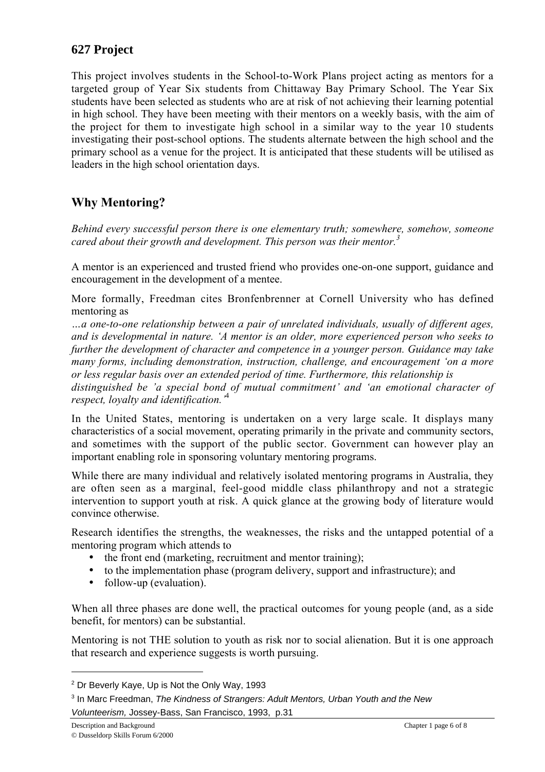## 627 Project

This project involves students in the School-to-Work Plans project acting as mentors for a targeted group of Year Six students from Chittaway Bay Primary School. The Year Six students have been selected as students who are at risk of not achieving their learning potential in high school. They have been meeting with their mentors on a weekly basis, with the aim of the project for them to investigate high school in a similar way to the year 10 students investigating their post-school options. The students alternate between the high school and the primary school as a venue for the project. It is anticipated that these students will be utilised as leaders in the high school orientation days.

## Why Mentoring?

*Behind every successful person there is one elementary truth; somewhere, somehow, someone cared about their growth and development. This person was their mentor.*[3]

A mentor is an experienced and trusted friend who provides one-on-one support, guidance and encouragement in the development of a mentee.

More formally, Freedman cites Bronfenbrenner at Cornell University who has defined mentoring as

*…a one-to-one relationship between a pair of unrelated individuals, usually of different ages, and is developmental in nature. 'A mentor is an older, more experienced person who seeks to further the development of character and competence in a younger person. Guidance may take many forms, including demonstration, instruction, challenge, and encouragement 'on a more or less regular basis over an extended period of time. Furthermore, this relationship is distinguished be 'a special bond of mutual commitment' and 'an emotional character of respect, loyalty and identification.'*[4]

In the United States, mentoring is undertaken on a very large scale. It displays many characteristics of a social movement, operating primarily in the private and community sectors, and sometimes with the support of the public sector. Government can however play an important enabling role in sponsoring voluntary mentoring programs.

While there are many individual and relatively isolated mentoring programs in Australia, they are often seen as a marginal, feel-good middle class philanthropy and not a strategic intervention to support youth at risk. A quick glance at the growing body of literature would convince otherwise.

Research identifies the strengths, the weaknesses, the risks and the untapped potential of a mentoring program which attends to

- the front end (marketing, recruitment and mentor training);
- to the implementation phase (program delivery, support and infrastructure); and
- follow-up (evaluation).

When all three phases are done well, the practical outcomes for young people (and, as a side benefit, for mentors) can be substantial.

Mentoring is not THE solution to youth as risk nor to social alienation. But it is one approach that research and experience suggests is worth pursuing.

---

[2] Dr Beverly Kaye, Up is Not the Only Way, 1993

[3] In Marc Freedman, *The Kindness of Strangers: Adult Mentors, Urban Youth and the New Volunteerism,* Jossey-Bass, San Francisco, 1993, p.31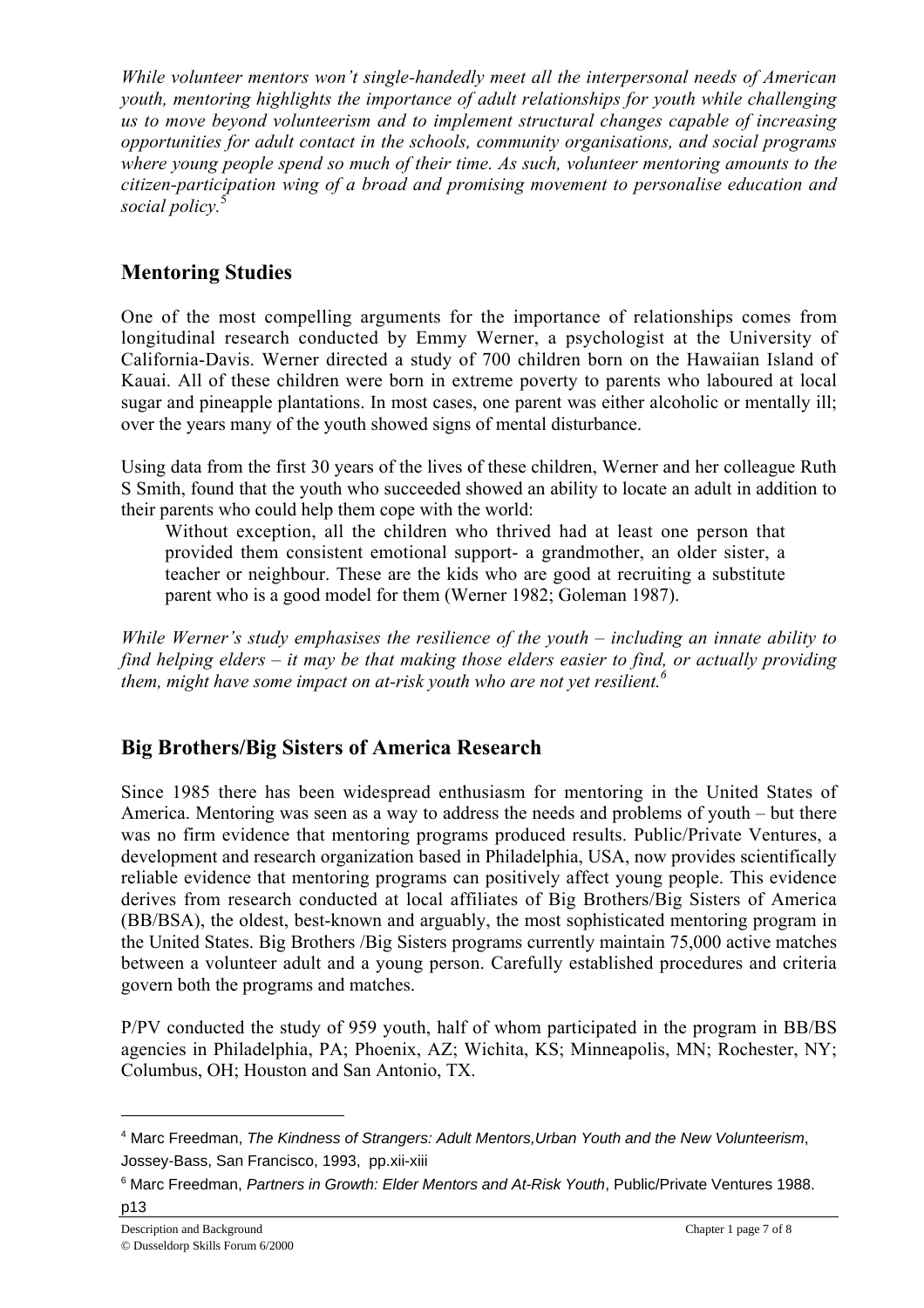*While volunteer mentors won't single-handedly meet all the interpersonal needs of American youth, mentoring highlights the importance of adult relationships for youth while challenging us to move beyond volunteerism and to implement structural changes capable of increasing opportunities for adult contact in the schools, community organisations, and social programs where young people spend so much of their time. As such, volunteer mentoring amounts to the citizen-participation wing of a broad and promising movement to personalise education and social policy.*[5]

## Mentoring Studies

One of the most compelling arguments for the importance of relationships comes from longitudinal research conducted by Emmy Werner, a psychologist at the University of California-Davis. Werner directed a study of 700 children born on the Hawaiian Island of Kauai. All of these children were born in extreme poverty to parents who laboured at local sugar and pineapple plantations. In most cases, one parent was either alcoholic or mentally ill; over the years many of the youth showed signs of mental disturbance.

Using data from the first 30 years of the lives of these children, Werner and her colleague Ruth S Smith, found that the youth who succeeded showed an ability to locate an adult in addition to their parents who could help them cope with the world:

> Without exception, all the children who thrived had at least one person that provided them consistent emotional support- a grandmother, an older sister, a teacher or neighbour. These are the kids who are good at recruiting a substitute parent who is a good model for them (Werner 1982; Goleman 1987).

*While Werner's study emphasises the resilience of the youth – including an innate ability to find helping elders – it may be that making those elders easier to find, or actually providing them, might have some impact on at-risk youth who are not yet resilient.*[6]

## Big Brothers/Big Sisters of America Research

Since 1985 there has been widespread enthusiasm for mentoring in the United States of America. Mentoring was seen as a way to address the needs and problems of youth – but there was no firm evidence that mentoring programs produced results. Public/Private Ventures, a development and research organization based in Philadelphia, USA, now provides scientifically reliable evidence that mentoring programs can positively affect young people. This evidence derives from research conducted at local affiliates of Big Brothers/Big Sisters of America (BB/BSA), the oldest, best-known and arguably, the most sophisticated mentoring program in the United States. Big Brothers /Big Sisters programs currently maintain 75,000 active matches between a volunteer adult and a young person. Carefully established procedures and criteria govern both the programs and matches.

P/PV conducted the study of 959 youth, half of whom participated in the program in BB/BS agencies in Philadelphia, PA; Phoenix, AZ; Wichita, KS; Minneapolis, MN; Rochester, NY; Columbus, OH; Houston and San Antonio, TX.

---

[4] Marc Freedman, *The Kindness of Strangers: Adult Mentors,Urban Youth and the New Volunteerism*, Jossey-Bass, San Francisco, 1993, pp.xii-xiii

[6] Marc Freedman, *Partners in Growth: Elder Mentors and At-Risk Youth*, Public/Private Ventures 1988. p13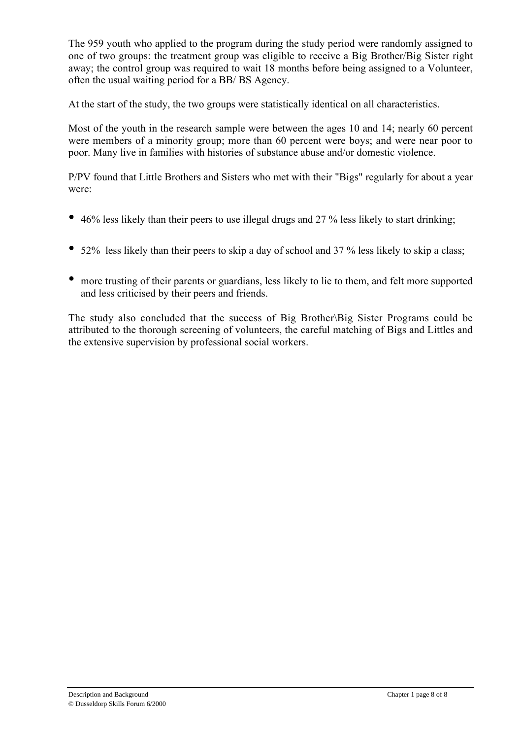The 959 youth who applied to the program during the study period were randomly assigned to one of two groups: the treatment group was eligible to receive a Big Brother/Big Sister right away; the control group was required to wait 18 months before being assigned to a Volunteer, often the usual waiting period for a BB/ BS Agency.

At the start of the study, the two groups were statistically identical on all characteristics.

Most of the youth in the research sample were between the ages 10 and 14; nearly 60 percent were members of a minority group; more than 60 percent were boys; and were near poor to poor. Many live in families with histories of substance abuse and/or domestic violence.

P/PV found that Little Brothers and Sisters who met with their "Bigs" regularly for about a year were:

- 46% less likely than their peers to use illegal drugs and 27 % less likely to start drinking;
- 52%  less likely than their peers to skip a day of school and 37 % less likely to skip a class;
- more trusting of their parents or guardians, less likely to lie to them, and felt more supported and less criticised by their peers and friends.

The study also concluded that the success of Big Brother\Big Sister Programs could be attributed to the thorough screening of volunteers, the careful matching of Bigs and Littles and the extensive supervision by professional social workers.